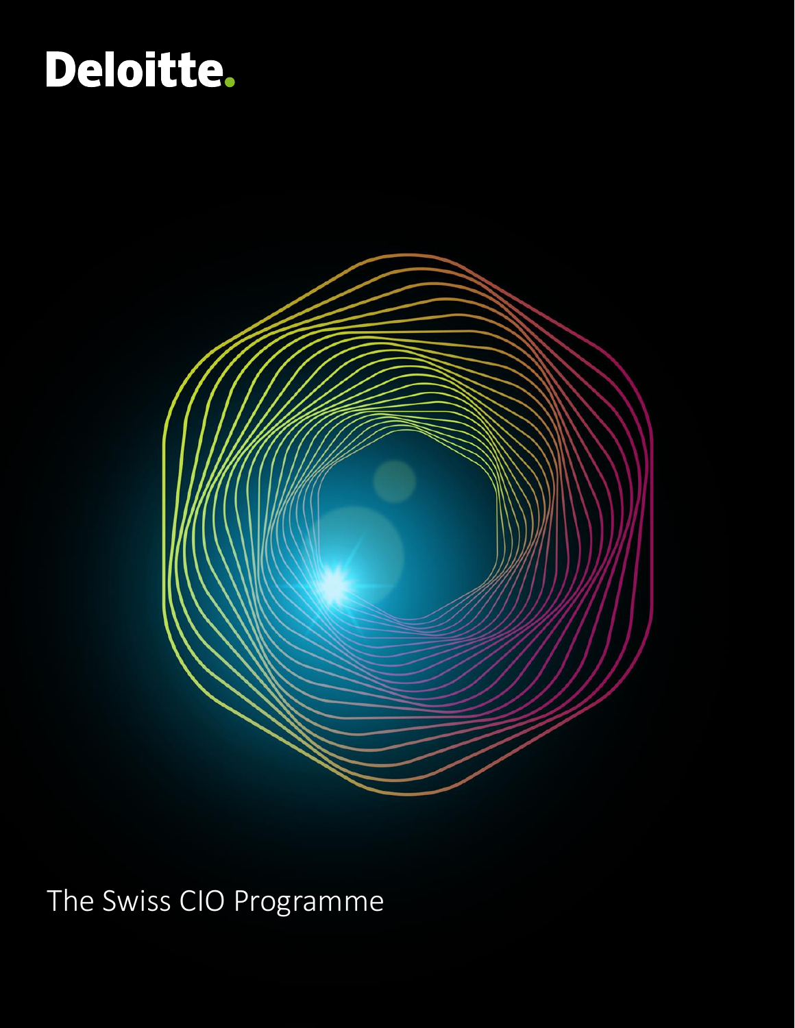Deloitte.

# The Swiss CIO Programme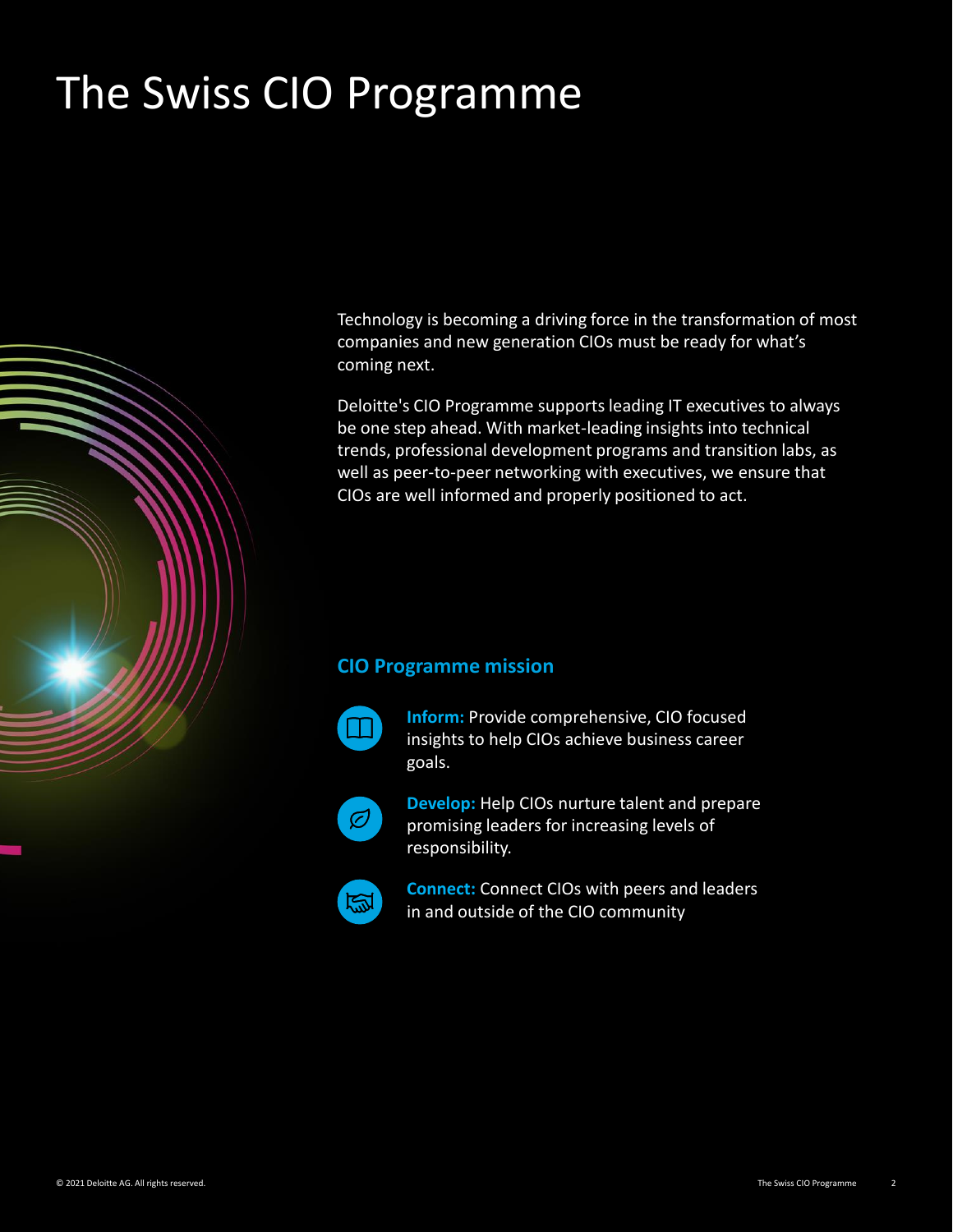# The Swiss CIO Programme

Technology is becoming a driving force in the transformation of most companies and new generation CIOs must be ready for what's coming next.

Deloitte's CIO Programme supports leading IT executives to always be one step ahead. With market-leading insights into technical trends, professional development programs and transition labs, as well as peer-to-peer networking with executives, we ensure that CIOs are well informed and properly positioned to act.

## CIO Programme mission

**Inform:** Provide comprehensive, CIO focused insights to help CIOs achieve business career goals.

**Develop:** Help CIOs nurture talent and prepare promising leaders for increasing levels of responsibility.

**Connect:** Connect CIOs with peers and leaders in and outside of the CIO community

© 2021 Deloitte AG. All rights reserved.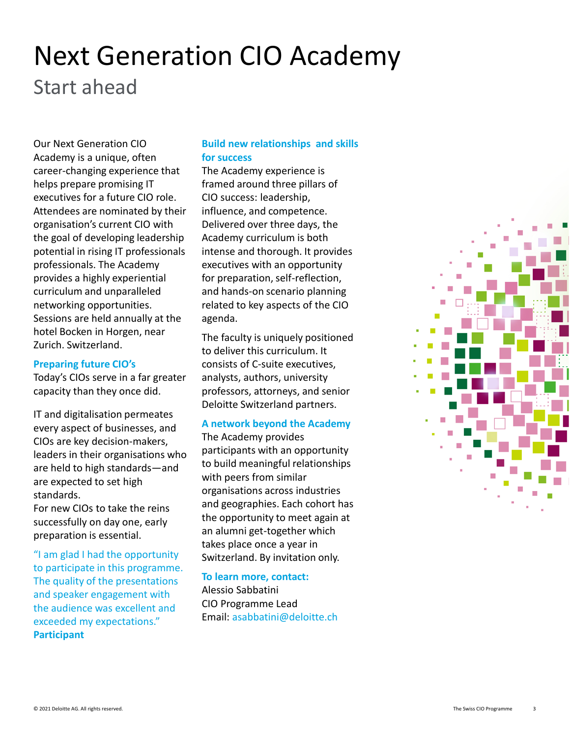# Next Generation CIO Academy

## Start ahead

Our Next Generation CIO Academy is a unique, often career-changing experience that helps prepare promising IT executives for a future CIO role. Attendees are nominated by their organisation's current CIO with the goal of developing leadership potential in rising IT professionals professionals. The Academy provides a highly experiential curriculum and unparalleled networking opportunities. Sessions are held annually at the hotel Bocken in Horgen, near Zurich. Switzerland.

### Preparing future CIO's

Today's CIOs serve in a far greater capacity than they once did.

IT and digitalisation permeates every aspect of businesses, and CIOs are key decision-makers, leaders in their organisations who are held to high standards—and are expected to set high standards.
For new CIOs to take the reins successfully on day one, early preparation is essential.

"I am glad I had the opportunity to participate in this programme. The quality of the presentations and speaker engagement with the audience was excellent and exceeded my expectations."
**Participant**

### Build new relationships and skills for success

The Academy experience is framed around three pillars of CIO success: leadership, influence, and competence. Delivered over three days, the Academy curriculum is both intense and thorough. It provides executives with an opportunity for preparation, self-reflection, and hands-on scenario planning related to key aspects of the CIO agenda.

The faculty is uniquely positioned to deliver this curriculum. It consists of C-suite executives, analysts, authors, university professors, attorneys, and senior Deloitte Switzerland partners.

### A network beyond the Academy

The Academy provides participants with an opportunity to build meaningful relationships with peers from similar organisations across industries and geographies. Each cohort has the opportunity to meet again at an alumni get-together which takes place once a year in Switzerland. By invitation only.

### To learn more, contact:

Alessio Sabbatini
CIO Programme Lead
Email: asabbatini@deloitte.ch

© 2021 Deloitte AG. All rights reserved.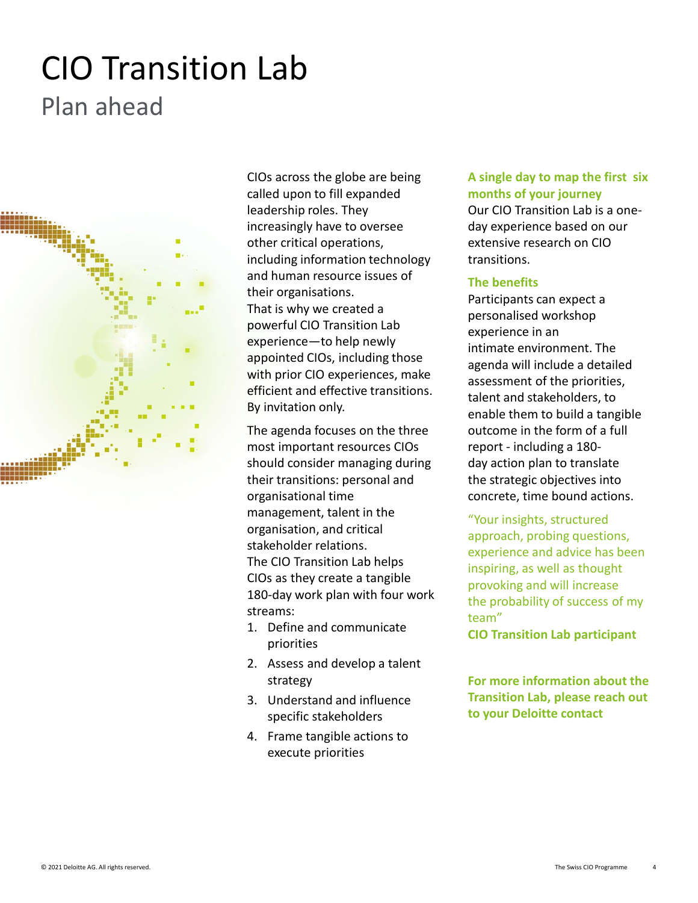# CIO Transition Lab

## Plan ahead

CIOs across the globe are being called upon to fill expanded leadership roles. They increasingly have to oversee other critical operations, including information technology and human resource issues of their organisations.
That is why we created a powerful CIO Transition Lab experience—to help newly appointed CIOs, including those with prior CIO experiences, make efficient and effective transitions. By invitation only.

The agenda focuses on the three most important resources CIOs should consider managing during their transitions: personal and organisational time management, talent in the organisation, and critical stakeholder relations.
The CIO Transition Lab helps CIOs as they create a tangible 180-day work plan with four work streams:

1. Define and communicate priorities
2. Assess and develop a talent strategy
3. Understand and influence specific stakeholders
4. Frame tangible actions to execute priorities

**A single day to map the first six months of your journey**

Our CIO Transition Lab is a one-day experience based on our extensive research on CIO transitions.

**The benefits**

Participants can expect a personalised workshop experience in an intimate environment. The agenda will include a detailed assessment of the priorities, talent and stakeholders, to enable them to build a tangible outcome in the form of a full report - including a 180-day action plan to translate the strategic objectives into concrete, time bound actions.

"Your insights, structured approach, probing questions, experience and advice has been inspiring, as well as thought provoking and will increase the probability of success of my team"

**CIO Transition Lab participant**

**For more information about the Transition Lab, please reach out to your Deloitte contact**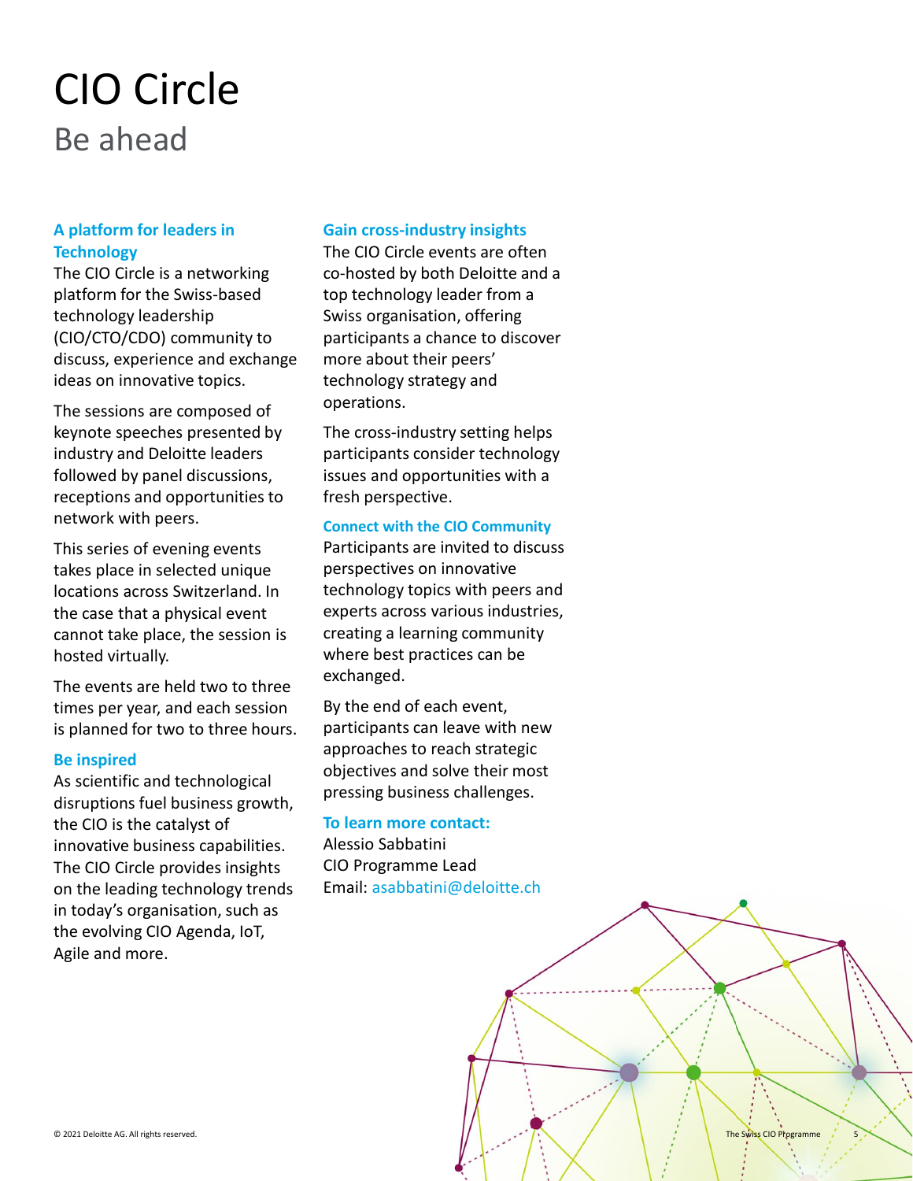# CIO Circle

## Be ahead

### A platform for leaders in Technology

The CIO Circle is a networking platform for the Swiss-based technology leadership (CIO/CTO/CDO) community to discuss, experience and exchange ideas on innovative topics.

The sessions are composed of keynote speeches presented by industry and Deloitte leaders followed by panel discussions, receptions and opportunities to network with peers.

This series of evening events takes place in selected unique locations across Switzerland. In the case that a physical event cannot take place, the session is hosted virtually.

The events are held two to three times per year, and each session is planned for two to three hours.

### Be inspired

As scientific and technological disruptions fuel business growth, the CIO is the catalyst of innovative business capabilities. The CIO Circle provides insights on the leading technology trends in today's organisation, such as the evolving CIO Agenda, IoT, Agile and more.

### Gain cross-industry insights

The CIO Circle events are often co-hosted by both Deloitte and a top technology leader from a Swiss organisation, offering participants a chance to discover more about their peers' technology strategy and operations.

The cross-industry setting helps participants consider technology issues and opportunities with a fresh perspective.

### Connect with the CIO Community

Participants are invited to discuss perspectives on innovative technology topics with peers and experts across various industries, creating a learning community where best practices can be exchanged.

By the end of each event, participants can leave with new approaches to reach strategic objectives and solve their most pressing business challenges.

### To learn more contact:

Alessio Sabbatini
CIO Programme Lead
Email: asabbatini@deloitte.ch

© 2021 Deloitte AG. All rights reserved.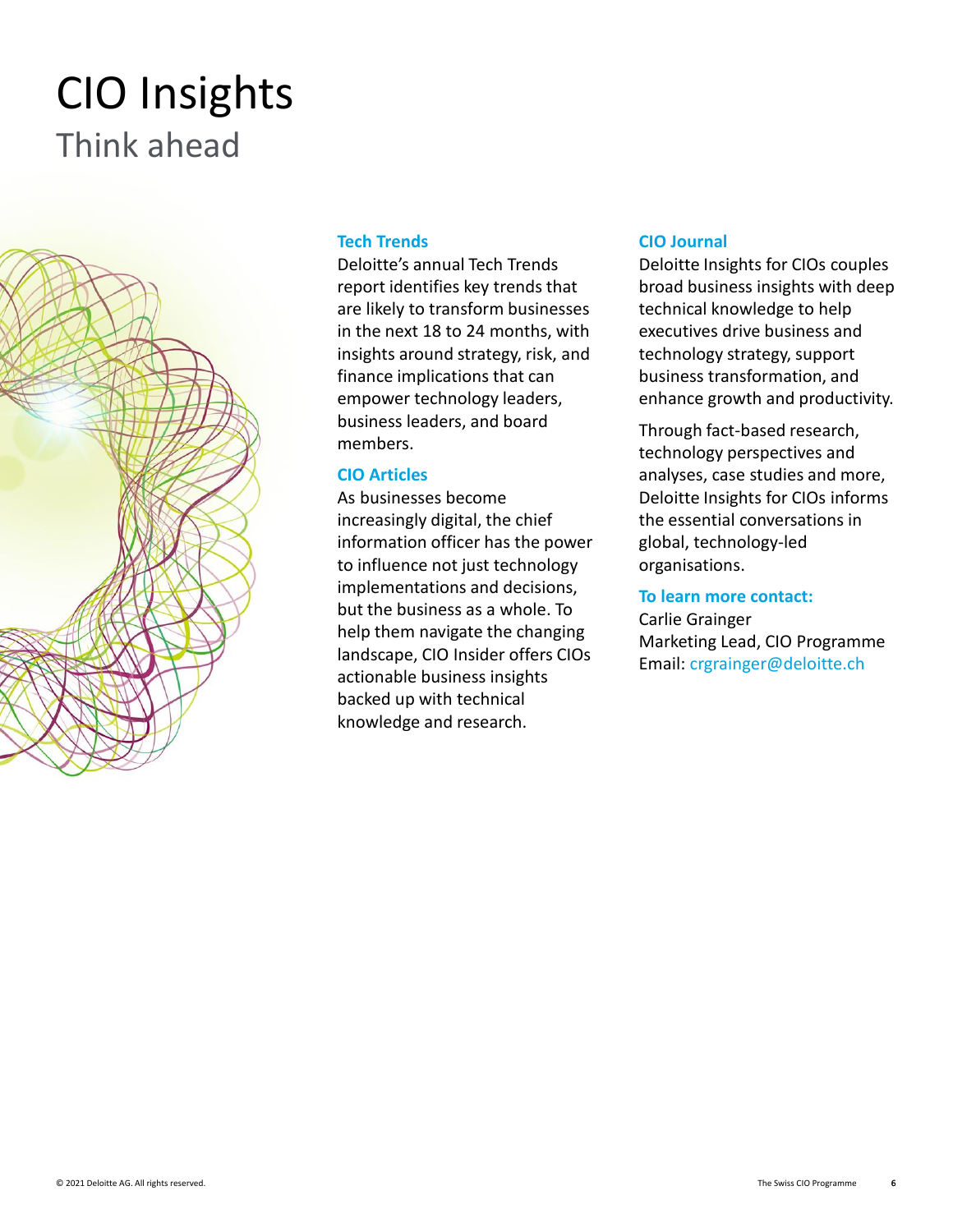# CIO Insights

## Think ahead

### Tech Trends

Deloitte's annual Tech Trends report identifies key trends that are likely to transform businesses in the next 18 to 24 months, with insights around strategy, risk, and finance implications that can empower technology leaders, business leaders, and board members.

### CIO Articles

As businesses become increasingly digital, the chief information officer has the power to influence not just technology implementations and decisions, but the business as a whole. To help them navigate the changing landscape, CIO Insider offers CIOs actionable business insights backed up with technical knowledge and research.

### CIO Journal

Deloitte Insights for CIOs couples broad business insights with deep technical knowledge to help executives drive business and technology strategy, support business transformation, and enhance growth and productivity.

Through fact-based research, technology perspectives and analyses, case studies and more, Deloitte Insights for CIOs informs the essential conversations in global, technology-led organisations.

### To learn more contact:

Carlie Grainger
Marketing Lead, CIO Programme
Email: crgrainger@deloitte.ch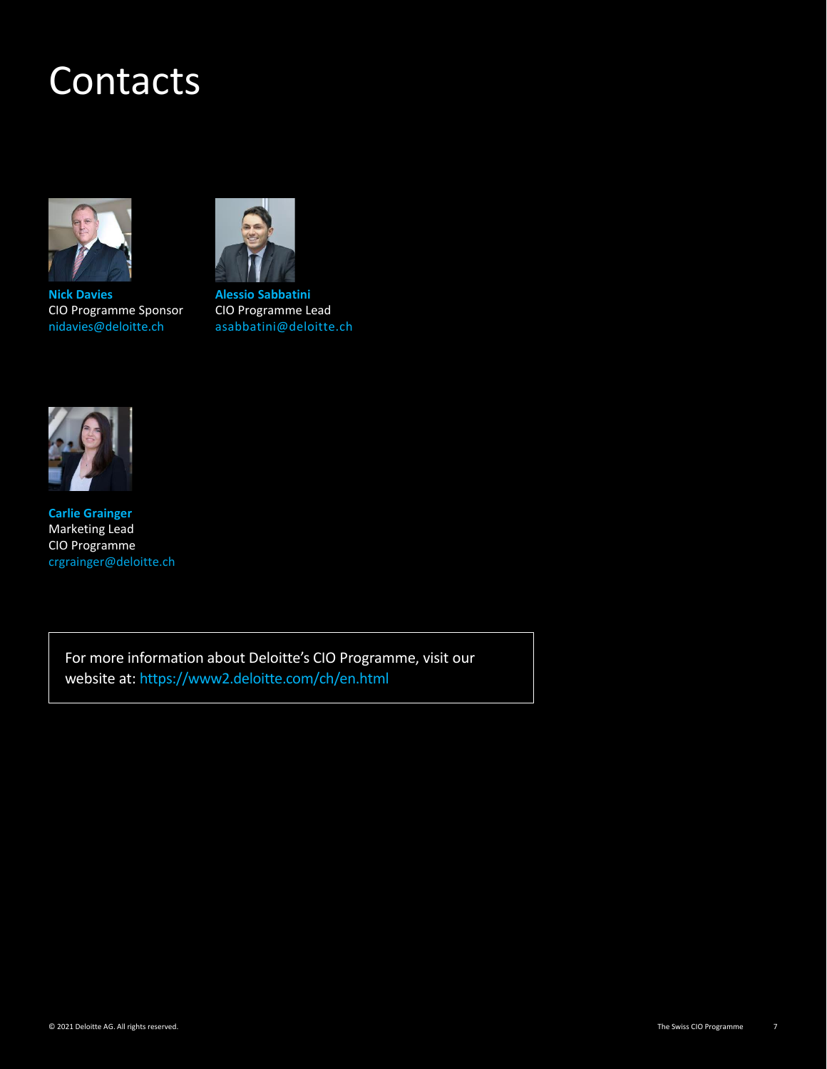# Contacts

**Nick Davies**
CIO Programme Sponsor
nidavies@deloitte.ch

**Alessio Sabbatini**
CIO Programme Lead
asabbatini@deloitte.ch

**Carlie Grainger**
Marketing Lead
CIO Programme
crgrainger@deloitte.ch

For more information about Deloitte's CIO Programme, visit our website at: https://www2.deloitte.com/ch/en.html

© 2021 Deloitte AG. All rights reserved.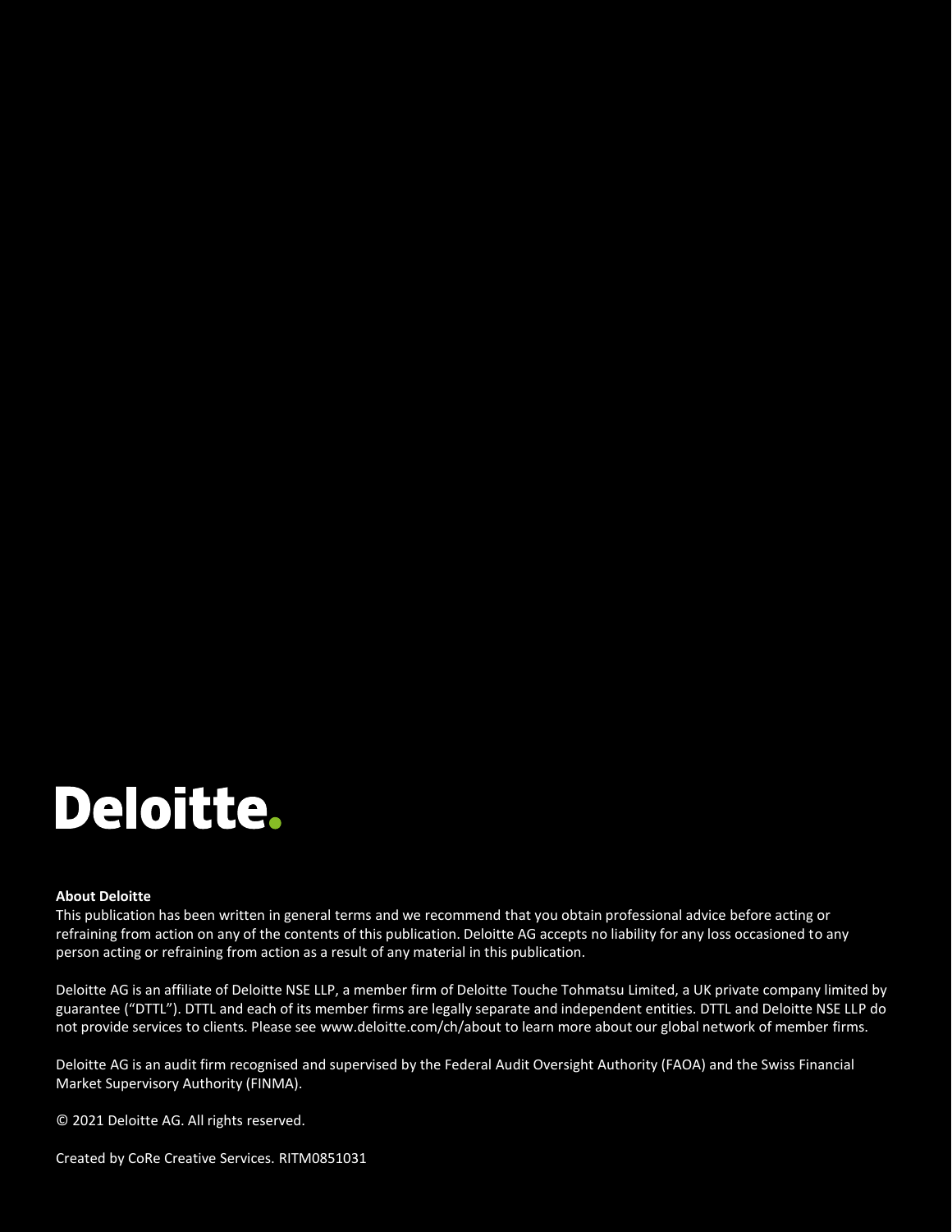Deloitte.

**About Deloitte**
This publication has been written in general terms and we recommend that you obtain professional advice before acting or refraining from action on any of the contents of this publication. Deloitte AG accepts no liability for any loss occasioned to any person acting or refraining from action as a result of any material in this publication.

Deloitte AG is an affiliate of Deloitte NSE LLP, a member firm of Deloitte Touche Tohmatsu Limited, a UK private company limited by guarantee ("DTTL"). DTTL and each of its member firms are legally separate and independent entities. DTTL and Deloitte NSE LLP do not provide services to clients. Please see www.deloitte.com/ch/about to learn more about our global network of member firms.

Deloitte AG is an audit firm recognised and supervised by the Federal Audit Oversight Authority (FAOA) and the Swiss Financial Market Supervisory Authority (FINMA).

© 2021 Deloitte AG. All rights reserved.

Created by CoRe Creative Services. RITM0851031